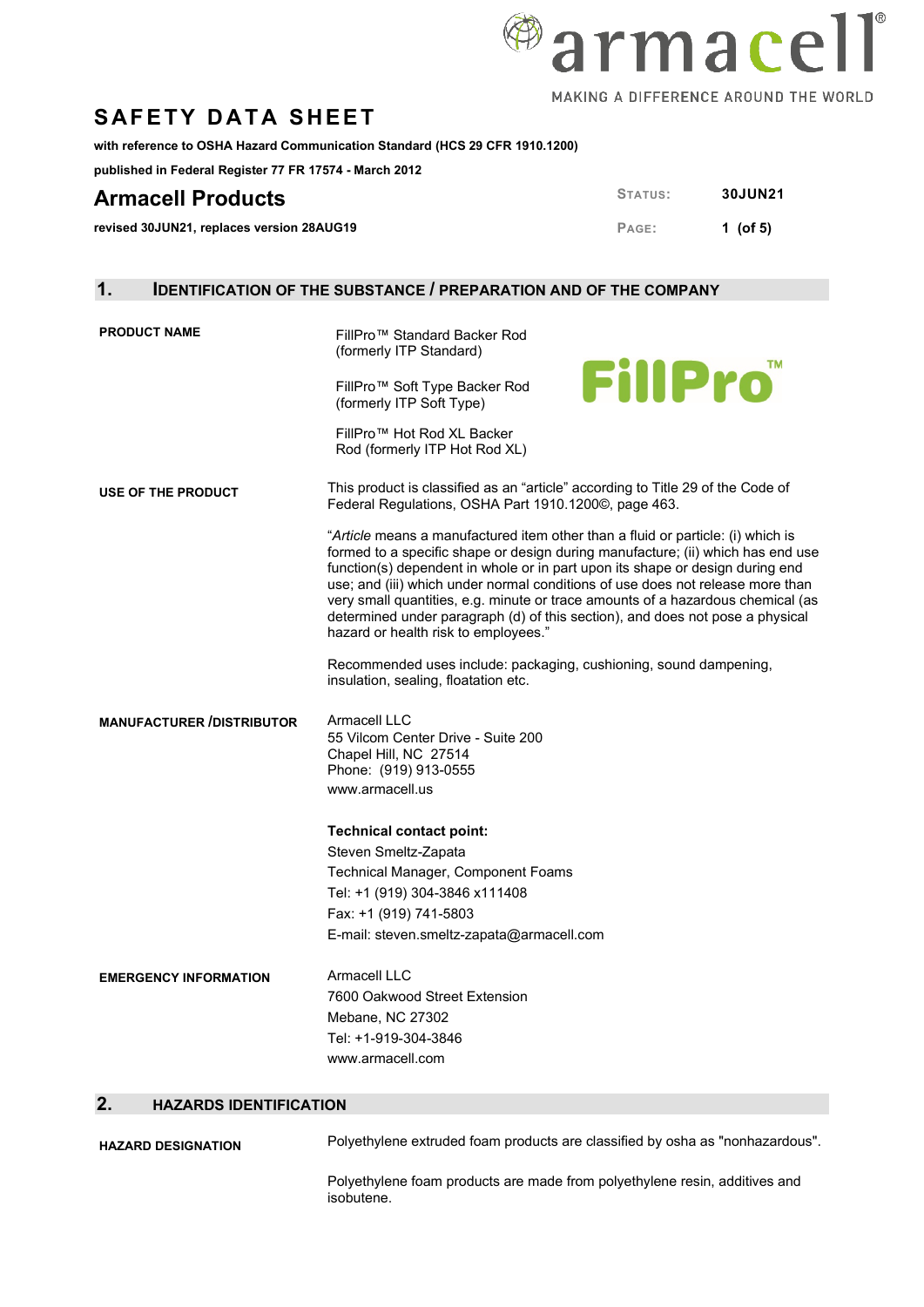# SAFETY DATA SHEET

**with reference to OSHA Hazard Communication Standard (HCS 29 CFR 1910.1200)**

**published in Federal Register 77 FR 17574 - March 2012**

## Armacell Products

| | |
|---|---|
| **STATUS:** | **30JUN21** |

**revised 30JUN21, replaces version 28AUG19**

## 1. IDENTIFICATION OF THE SUBSTANCE / PREPARATION AND OF THE COMPANY

**PRODUCT NAME**

FillPro™ Standard Backer Rod (formerly ITP Standard)

FillPro™ Soft Type Backer Rod (formerly ITP Soft Type)

FillPro™ Hot Rod XL Backer Rod (formerly ITP Hot Rod XL)

**USE OF THE PRODUCT**

This product is classified as an “article” according to Title 29 of the Code of Federal Regulations, OSHA Part 1910.1200©, page 463.

“*Article* means a manufactured item other than a fluid or particle: (i) which is formed to a specific shape or design during manufacture; (ii) which has end use function(s) dependent in whole or in part upon its shape or design during end use; and (iii) which under normal conditions of use does not release more than very small quantities, e.g. minute or trace amounts of a hazardous chemical (as determined under paragraph (d) of this section), and does not pose a physical hazard or health risk to employees.”

Recommended uses include: packaging, cushioning, sound dampening, insulation, sealing, floatation etc.

**MANUFACTURER /DISTRIBUTOR**

Armacell LLC
55 Vilcom Center Drive - Suite 200
Chapel Hill, NC 27514
Phone: (919) 913-0555
www.armacell.us

**Technical contact point:**
Steven Smeltz-Zapata
Technical Manager, Component Foams
Tel: +1 (919) 304-3846 x111408
Fax: +1 (919) 741-5803
E-mail: steven.smeltz-zapata@armacell.com

**EMERGENCY INFORMATION**

Armacell LLC
7600 Oakwood Street Extension
Mebane, NC 27302
Tel: +1-919-304-3846
www.armacell.com

## 2. HAZARDS IDENTIFICATION

**HAZARD DESIGNATION**

Polyethylene extruded foam products are classified by osha as "nonhazardous".

Polyethylene foam products are made from polyethylene resin, additives and isobutene.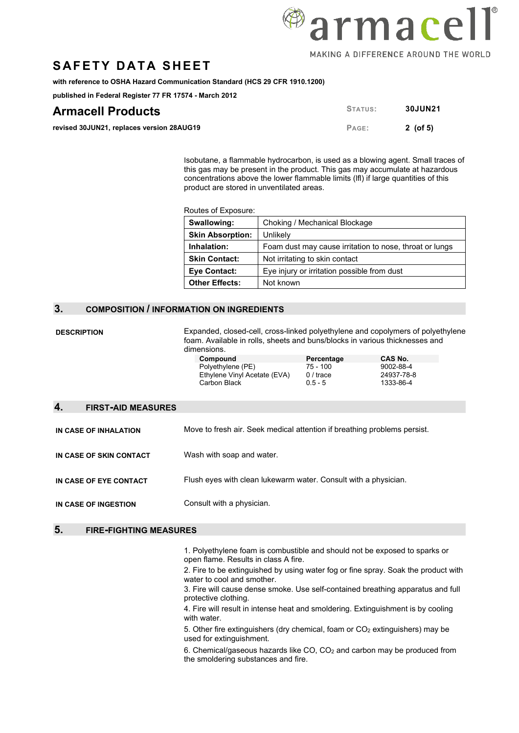Isobutane, a flammable hydrocarbon, is used as a blowing agent. Small traces of this gas may be present in the product. This gas may accumulate at hazardous concentrations above the lower flammable limits (lfl) if large quantities of this product are stored in unventilated areas.

Routes of Exposure:

| | |
|---|---|
| **Swallowing:** | Choking / Mechanical Blockage |
| **Skin Absorption:** | Unlikely |
| **Inhalation:** | Foam dust may cause irritation to nose, throat or lungs |
| **Skin Contact:** | Not irritating to skin contact |
| **Eye Contact:** | Eye injury or irritation possible from dust |
| **Other Effects:** | Not known |

## 3. COMPOSITION / INFORMATION ON INGREDIENTS

**DESCRIPTION**

Expanded, closed-cell, cross-linked polyethylene and copolymers of polyethylene foam. Available in rolls, sheets and buns/blocks in various thicknesses and dimensions.

| Compound | Percentage | CAS No. |
|---|---|---|
| Polyethylene (PE) | 75 - 100 | 9002-88-4 |
| Ethylene Vinyl Acetate (EVA) | 0 / trace | 24937-78-8 |
| Carbon Black | 0.5 - 5 | 1333-86-4 |

## 4. FIRST-AID MEASURES

**IN CASE OF INHALATION**

Move to fresh air. Seek medical attention if breathing problems persist.

**IN CASE OF SKIN CONTACT**

Wash with soap and water.

**IN CASE OF EYE CONTACT**

Flush eyes with clean lukewarm water. Consult with a physician.

**IN CASE OF INGESTION**

Consult with a physician.

## 5. FIRE-FIGHTING MEASURES

1. Polyethylene foam is combustible and should not be exposed to sparks or open flame. Results in class A fire.
2. Fire to be extinguished by using water fog or fine spray. Soak the product with water to cool and smother.
3. Fire will cause dense smoke. Use self-contained breathing apparatus and full protective clothing.
4. Fire will result in intense heat and smoldering. Extinguishment is by cooling with water.
5. Other fire extinguishers (dry chemical, foam or $CO_2$ extinguishers) may be used for extinguishment.
6. Chemical/gaseous hazards like CO, $CO_2$ and carbon may be produced from the smoldering substances and fire.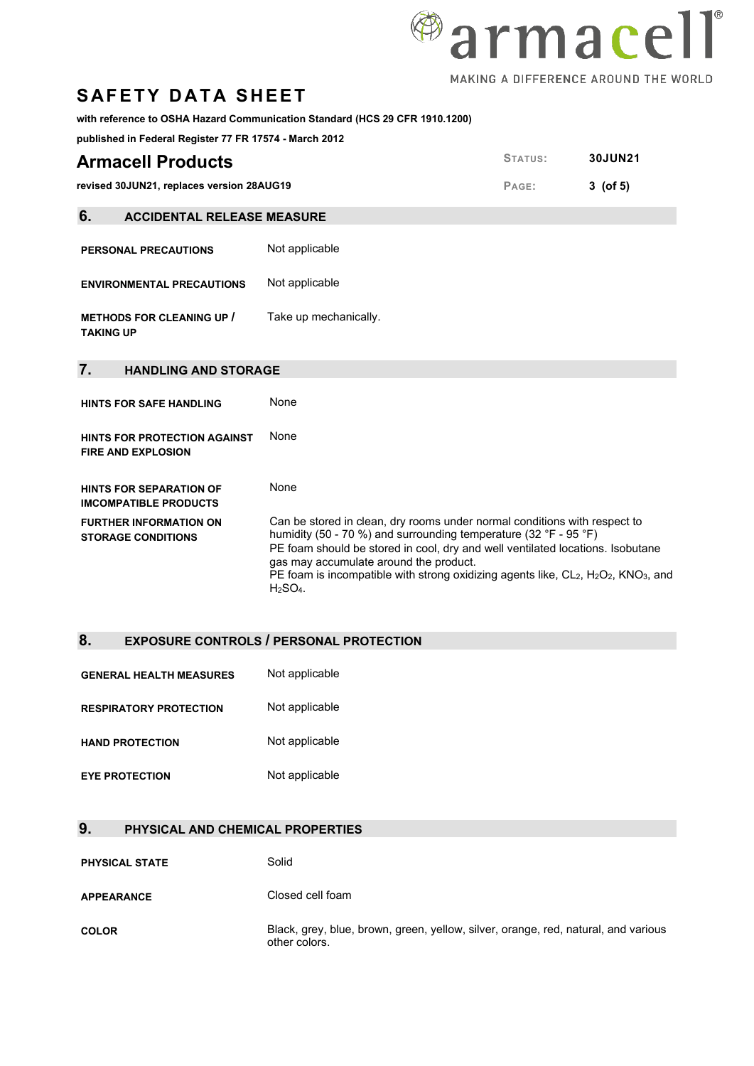## 6. ACCIDENTAL RELEASE MEASURE

| | |
|---|---|
| **PERSONAL PRECAUTIONS** | Not applicable |
| **ENVIRONMENTAL PRECAUTIONS** | Not applicable |
| **METHODS FOR CLEANING UP / TAKING UP** | Take up mechanically. |

## 7. HANDLING AND STORAGE

| | |
|---|---|
| **HINTS FOR SAFE HANDLING** | None |
| **HINTS FOR PROTECTION AGAINST FIRE AND EXPLOSION** | None |
| **HINTS FOR SEPARATION OF IMCOMPATIBLE PRODUCTS** | None |
| **FURTHER INFORMATION ON STORAGE CONDITIONS** | Can be stored in clean, dry rooms under normal conditions with respect to humidity (50 - 70 %) and surrounding temperature (32 °F - 95 °F)<br>PE foam should be stored in cool, dry and well ventilated locations. Isobutane gas may accumulate around the product.<br>PE foam is incompatible with strong oxidizing agents like, $CL_2$, $H_2O_2$, $KNO_3$, and $H_2SO_4$. |

## 8. EXPOSURE CONTROLS / PERSONAL PROTECTION

| | |
|---|---|
| **GENERAL HEALTH MEASURES** | Not applicable |
| **RESPIRATORY PROTECTION** | Not applicable |
| **HAND PROTECTION** | Not applicable |
| **EYE PROTECTION** | Not applicable |

## 9. PHYSICAL AND CHEMICAL PROPERTIES

| | |
|---|---|
| **PHYSICAL STATE** | Solid |
| **APPEARANCE** | Closed cell foam |
| **COLOR** | Black, grey, blue, brown, green, yellow, silver, orange, red, natural, and various other colors. |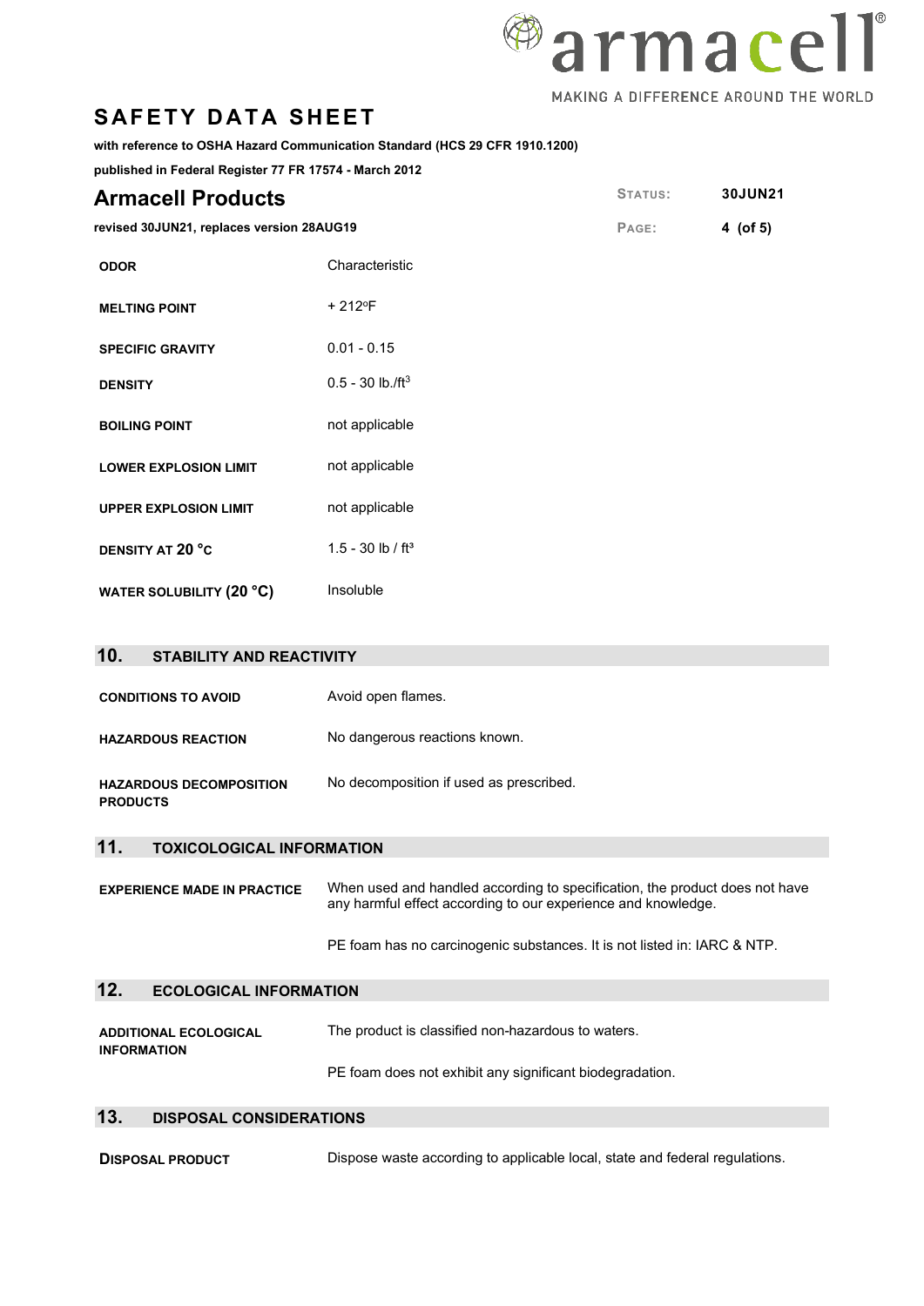| | |
|---|---|
| **ODOR** | Characteristic |
| **MELTING POINT** | + 212°F |
| **SPECIFIC GRAVITY** | 0.01 - 0.15 |
| **DENSITY** | 0.5 - 30 lb./ft$^3$ |
| **BOILING POINT** | not applicable |
| **LOWER EXPLOSION LIMIT** | not applicable |
| **UPPER EXPLOSION LIMIT** | not applicable |
| **DENSITY AT 20 °C** | 1.5 - 30 lb / ft$^3$ |
| **WATER SOLUBILITY (20 °C)** | Insoluble |

## 10. STABILITY AND REACTIVITY

| | |
|---|---|
| **CONDITIONS TO AVOID** | Avoid open flames. |
| **HAZARDOUS REACTION** | No dangerous reactions known. |
| **HAZARDOUS DECOMPOSITION PRODUCTS** | No decomposition if used as prescribed. |

## 11. TOXICOLOGICAL INFORMATION

| | |
|---|---|
| **EXPERIENCE MADE IN PRACTICE** | When used and handled according to specification, the product does not have any harmful effect according to our experience and knowledge.<br><br>PE foam has no carcinogenic substances. It is not listed in: IARC & NTP. |

## 12. ECOLOGICAL INFORMATION

| | |
|---|---|
| **ADDITIONAL ECOLOGICAL INFORMATION** | The product is classified non-hazardous to waters.<br><br>PE foam does not exhibit any significant biodegradation. |

## 13. DISPOSAL CONSIDERATIONS

| | |
|---|---|
| **DISPOSAL PRODUCT** | Dispose waste according to applicable local, state and federal regulations. |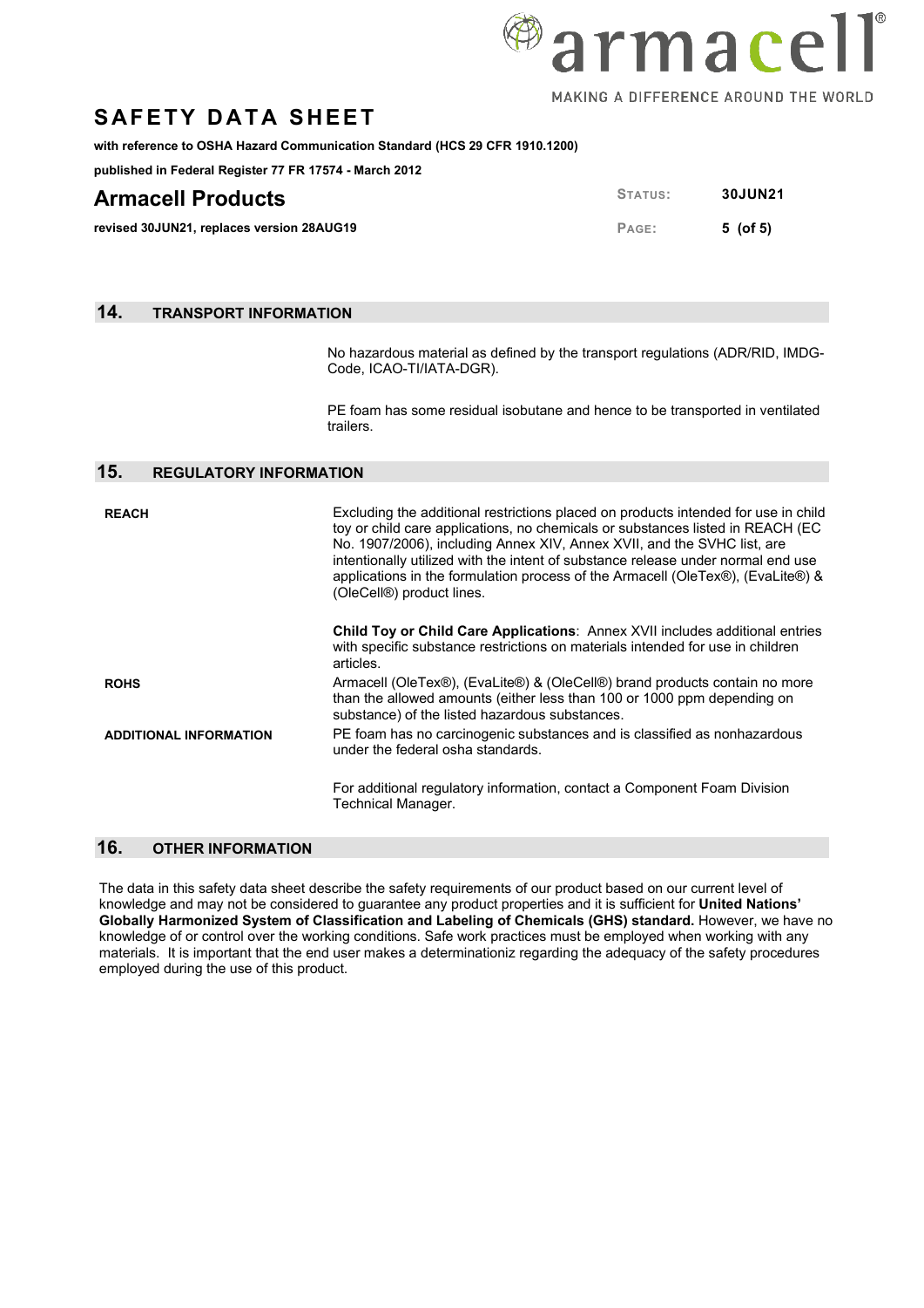## 14. TRANSPORT INFORMATION

No hazardous material as defined by the transport regulations (ADR/RID, IMDG-Code, ICAO-TI/IATA-DGR).

PE foam has some residual isobutane and hence to be transported in ventilated trailers.

## 15. REGULATORY INFORMATION

**REACH**

Excluding the additional restrictions placed on products intended for use in child toy or child care applications, no chemicals or substances listed in REACH (EC No. 1907/2006), including Annex XIV, Annex XVII, and the SVHC list, are intentionally utilized with the intent of substance release under normal end use applications in the formulation process of the Armacell (OleTex®), (EvaLite®) & (OleCell®) product lines.

**Child Toy or Child Care Applications**: Annex XVII includes additional entries with specific substance restrictions on materials intended for use in children articles.

**ROHS**

Armacell (OleTex®), (EvaLite®) & (OleCell®) brand products contain no more than the allowed amounts (either less than 100 or 1000 ppm depending on substance) of the listed hazardous substances.

**ADDITIONAL INFORMATION**

PE foam has no carcinogenic substances and is classified as nonhazardous under the federal osha standards.

For additional regulatory information, contact a Component Foam Division Technical Manager.

## 16. OTHER INFORMATION

The data in this safety data sheet describe the safety requirements of our product based on our current level of knowledge and may not be considered to guarantee any product properties and it is sufficient for **United Nations' Globally Harmonized System of Classification and Labeling of Chemicals (GHS) standard.** However, we have no knowledge of or control over the working conditions. Safe work practices must be employed when working with any materials. It is important that the end user makes a determinationiz regarding the adequacy of the safety procedures employed during the use of this product.